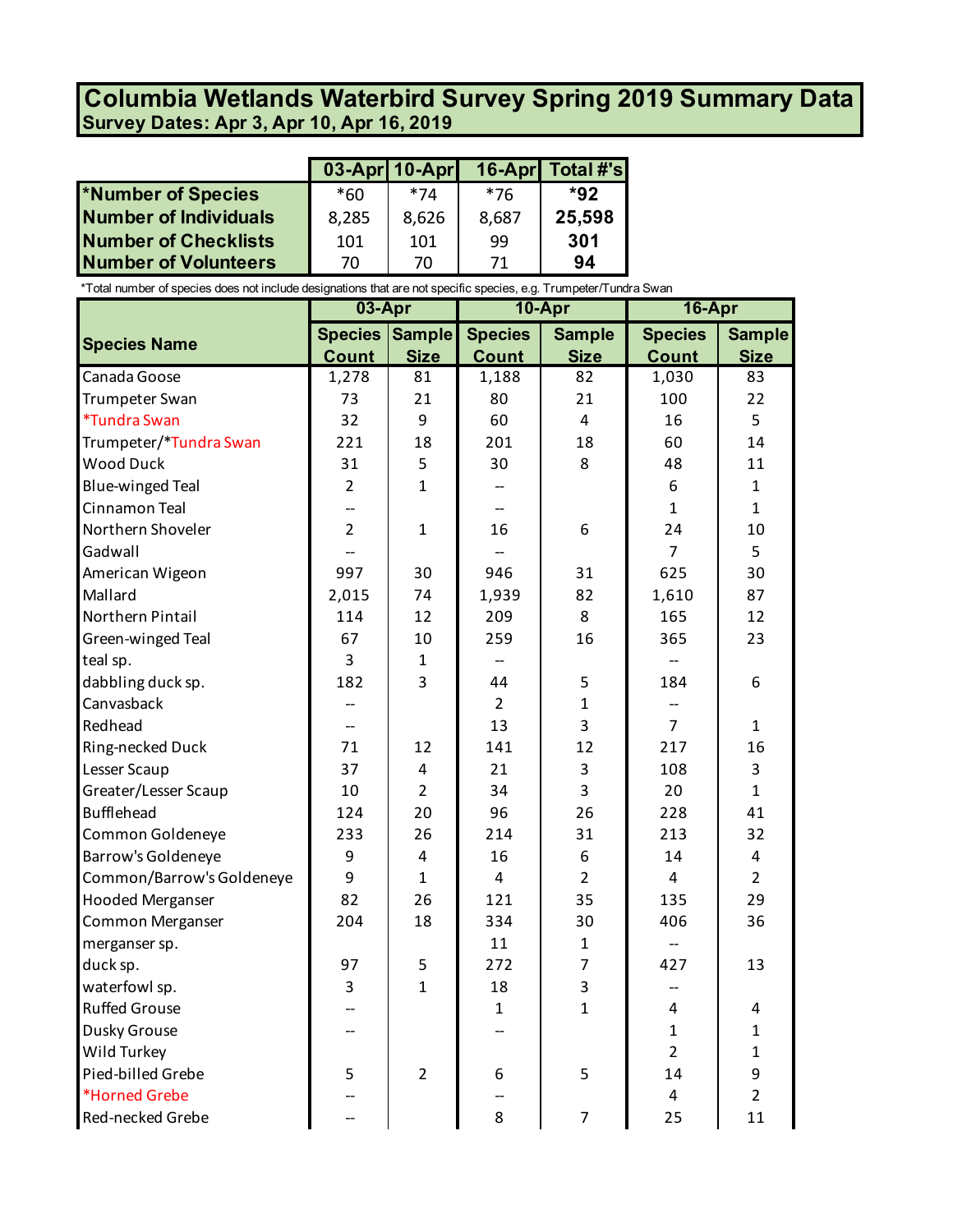# Columbia Wetlands Waterbird Survey Spring 2019 Summary Data

**Survey Dates: Apr 3, Apr 10, Apr 16, 2019**

| | 03-Apr | 10-Apr | 16-Apr | Total #'s |
|---|---|---|---|---|
| **\*Number of Species** | \*60 | \*74 | \*76 | **\*92** |
| **Number of Individuals** | 8,285 | 8,626 | 8,687 | **25,598** |
| **Number of Checklists** | 101 | 101 | 99 | **301** |
| **Number of Volunteers** | 70 | 70 | 71 | **94** |

\*Total number of species does not include designations that are not specific species, e.g. Trumpeter/Tundra Swan

| Species Name | 03-Apr | | 10-Apr | | 16-Apr | |
|---|---|---|---|---|---|---|
| | Species Count | Sample Size | Species Count | Sample Size | Species Count | Sample Size |
| Canada Goose | 1,278 | 81 | 1,188 | 82 | 1,030 | 83 |
| Trumpeter Swan | 73 | 21 | 80 | 21 | 100 | 22 |
| \*Tundra Swan | 32 | 9 | 60 | 4 | 16 | 5 |
| Trumpeter/\*Tundra Swan | 221 | 18 | 201 | 18 | 60 | 14 |
| Wood Duck | 31 | 5 | 30 | 8 | 48 | 11 |
| Blue-winged Teal | 2 | 1 | -- | | 6 | 1 |
| Cinnamon Teal | -- | | -- | | 1 | 1 |
| Northern Shoveler | 2 | 1 | 16 | 6 | 24 | 10 |
| Gadwall | -- | | -- | | 7 | 5 |
| American Wigeon | 997 | 30 | 946 | 31 | 625 | 30 |
| Mallard | 2,015 | 74 | 1,939 | 82 | 1,610 | 87 |
| Northern Pintail | 114 | 12 | 209 | 8 | 165 | 12 |
| Green-winged Teal | 67 | 10 | 259 | 16 | 365 | 23 |
| teal sp. | 3 | 1 | -- | | -- | |
| dabbling duck sp. | 182 | 3 | 44 | 5 | 184 | 6 |
| Canvasback | -- | | 2 | 1 | -- | |
| Redhead | -- | | 13 | 3 | 7 | 1 |
| Ring-necked Duck | 71 | 12 | 141 | 12 | 217 | 16 |
| Lesser Scaup | 37 | 4 | 21 | 3 | 108 | 3 |
| Greater/Lesser Scaup | 10 | 2 | 34 | 3 | 20 | 1 |
| Bufflehead | 124 | 20 | 96 | 26 | 228 | 41 |
| Common Goldeneye | 233 | 26 | 214 | 31 | 213 | 32 |
| Barrow's Goldeneye | 9 | 4 | 16 | 6 | 14 | 4 |
| Common/Barrow's Goldeneye | 9 | 1 | 4 | 2 | 4 | 2 |
| Hooded Merganser | 82 | 26 | 121 | 35 | 135 | 29 |
| Common Merganser | 204 | 18 | 334 | 30 | 406 | 36 |
| merganser sp. | | | 11 | 1 | -- | |
| duck sp. | 97 | 5 | 272 | 7 | 427 | 13 |
| waterfowl sp. | 3 | 1 | 18 | 3 | -- | |
| Ruffed Grouse | -- | | 1 | 1 | 4 | 4 |
| Dusky Grouse | -- | | -- | | 1 | 1 |
| Wild Turkey | | | | | 2 | 1 |
| Pied-billed Grebe | 5 | 2 | 6 | 5 | 14 | 9 |
| \*Horned Grebe | -- | | -- | | 4 | 2 |
| Red-necked Grebe | -- | | 8 | 7 | 25 | 11 |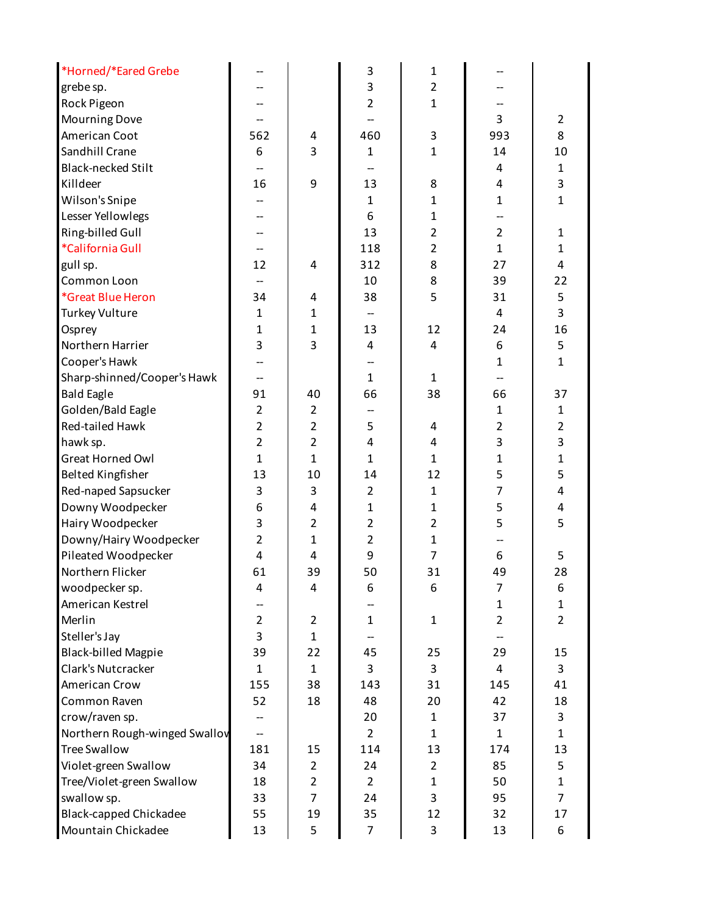| | | | | | | |
|---|---|---|---|---|---|---|
| *Horned/*Eared Grebe | -- | | 3 | 1 | -- | |
| grebe sp. | -- | | 3 | 2 | -- | |
| Rock Pigeon | -- | | 2 | 1 | -- | |
| Mourning Dove | -- | | -- | | 3 | 2 |
| American Coot | 562 | 4 | 460 | 3 | 993 | 8 |
| Sandhill Crane | 6 | 3 | 1 | 1 | 14 | 10 |
| Black-necked Stilt | -- | | -- | | 4 | 1 |
| Killdeer | 16 | 9 | 13 | 8 | 4 | 3 |
| Wilson's Snipe | -- | | 1 | 1 | 1 | 1 |
| Lesser Yellowlegs | -- | | 6 | 1 | -- | |
| Ring-billed Gull | -- | | 13 | 2 | 2 | 1 |
| *California Gull | -- | | 118 | 2 | 1 | 1 |
| gull sp. | 12 | 4 | 312 | 8 | 27 | 4 |
| Common Loon | -- | | 10 | 8 | 39 | 22 |
| *Great Blue Heron | 34 | 4 | 38 | 5 | 31 | 5 |
| Turkey Vulture | 1 | 1 | -- | | 4 | 3 |
| Osprey | 1 | 1 | 13 | 12 | 24 | 16 |
| Northern Harrier | 3 | 3 | 4 | 4 | 6 | 5 |
| Cooper's Hawk | -- | | -- | | 1 | 1 |
| Sharp-shinned/Cooper's Hawk | -- | | 1 | 1 | -- | |
| Bald Eagle | 91 | 40 | 66 | 38 | 66 | 37 |
| Golden/Bald Eagle | 2 | 2 | -- | | 1 | 1 |
| Red-tailed Hawk | 2 | 2 | 5 | 4 | 2 | 2 |
| hawk sp. | 2 | 2 | 4 | 4 | 3 | 3 |
| Great Horned Owl | 1 | 1 | 1 | 1 | 1 | 1 |
| Belted Kingfisher | 13 | 10 | 14 | 12 | 5 | 5 |
| Red-naped Sapsucker | 3 | 3 | 2 | 1 | 7 | 4 |
| Downy Woodpecker | 6 | 4 | 1 | 1 | 5 | 4 |
| Hairy Woodpecker | 3 | 2 | 2 | 2 | 5 | 5 |
| Downy/Hairy Woodpecker | 2 | 1 | 2 | 1 | -- | |
| Pileated Woodpecker | 4 | 4 | 9 | 7 | 6 | 5 |
| Northern Flicker | 61 | 39 | 50 | 31 | 49 | 28 |
| woodpecker sp. | 4 | 4 | 6 | 6 | 7 | 6 |
| American Kestrel | -- | | -- | | 1 | 1 |
| Merlin | 2 | 2 | 1 | 1 | 2 | 2 |
| Steller's Jay | 3 | 1 | -- | | -- | |
| Black-billed Magpie | 39 | 22 | 45 | 25 | 29 | 15 |
| Clark's Nutcracker | 1 | 1 | 3 | 3 | 4 | 3 |
| American Crow | 155 | 38 | 143 | 31 | 145 | 41 |
| Common Raven | 52 | 18 | 48 | 20 | 42 | 18 |
| crow/raven sp. | -- | | 20 | 1 | 37 | 3 |
| Northern Rough-winged Swallow | -- | | 2 | 1 | 1 | 1 |
| Tree Swallow | 181 | 15 | 114 | 13 | 174 | 13 |
| Violet-green Swallow | 34 | 2 | 24 | 2 | 85 | 5 |
| Tree/Violet-green Swallow | 18 | 2 | 2 | 1 | 50 | 1 |
| swallow sp. | 33 | 7 | 24 | 3 | 95 | 7 |
| Black-capped Chickadee | 55 | 19 | 35 | 12 | 32 | 17 |
| Mountain Chickadee | 13 | 5 | 7 | 3 | 13 | 6 |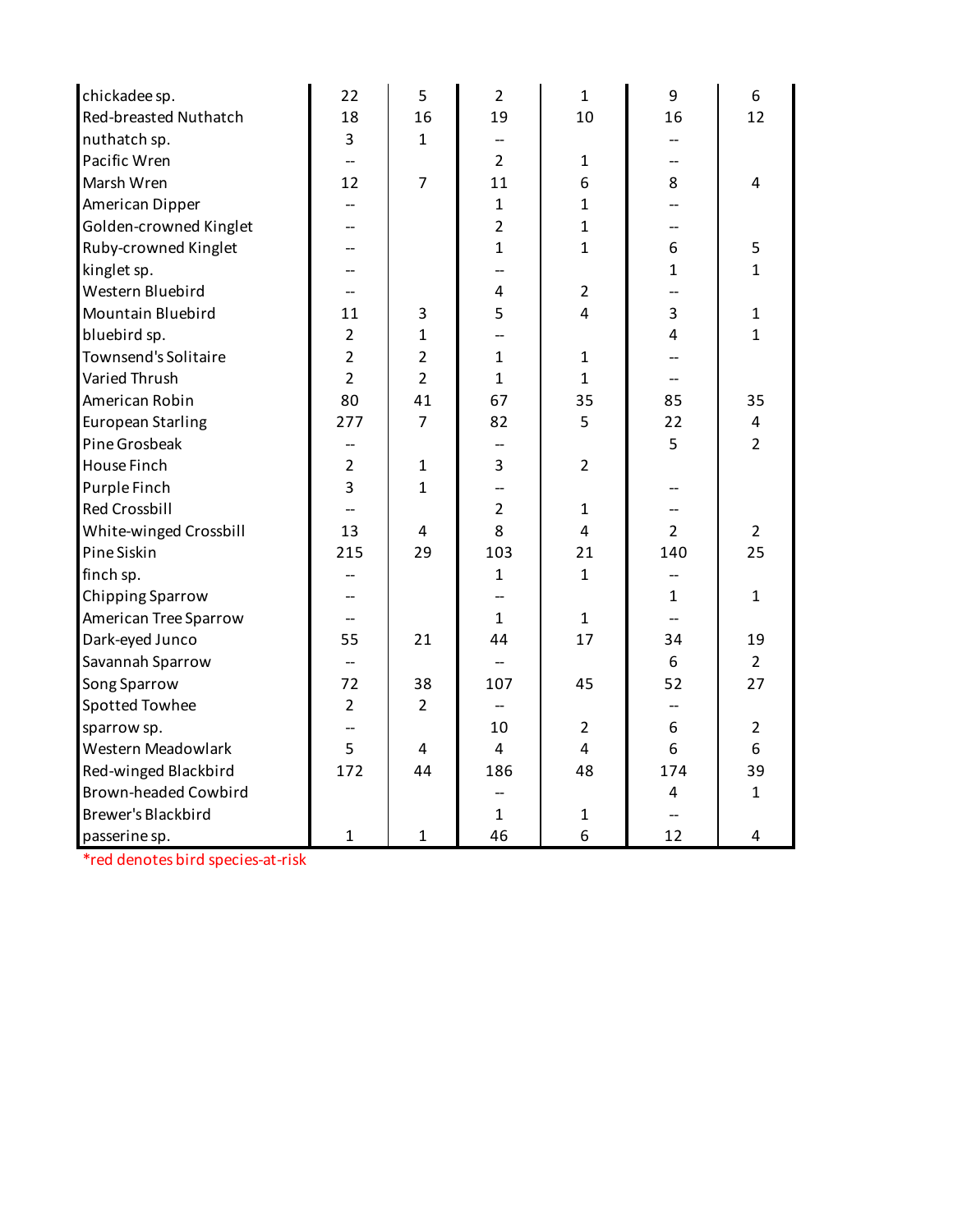| | | | | | | |
|---|---|---|---|---|---|---|
| chickadee sp. | 22 | 5 | 2 | 1 | 9 | 6 |
| Red-breasted Nuthatch | 18 | 16 | 19 | 10 | 16 | 12 |
| nuthatch sp. | 3 | 1 | -- | | -- | |
| Pacific Wren | -- | | 2 | 1 | -- | |
| Marsh Wren | 12 | 7 | 11 | 6 | 8 | 4 |
| American Dipper | -- | | 1 | 1 | -- | |
| Golden-crowned Kinglet | -- | | 2 | 1 | -- | |
| Ruby-crowned Kinglet | -- | | 1 | 1 | 6 | 5 |
| kinglet sp. | -- | | -- | | 1 | 1 |
| Western Bluebird | -- | | 4 | 2 | -- | |
| Mountain Bluebird | 11 | 3 | 5 | 4 | 3 | 1 |
| bluebird sp. | 2 | 1 | -- | | 4 | 1 |
| Townsend's Solitaire | 2 | 2 | 1 | 1 | -- | |
| Varied Thrush | 2 | 2 | 1 | 1 | -- | |
| American Robin | 80 | 41 | 67 | 35 | 85 | 35 |
| European Starling | 277 | 7 | 82 | 5 | 22 | 4 |
| Pine Grosbeak | -- | | -- | | 5 | 2 |
| House Finch | 2 | 1 | 3 | 2 | | |
| Purple Finch | 3 | 1 | -- | | -- | |
| Red Crossbill | -- | | 2 | 1 | -- | |
| White-winged Crossbill | 13 | 4 | 8 | 4 | 2 | 2 |
| Pine Siskin | 215 | 29 | 103 | 21 | 140 | 25 |
| finch sp. | -- | | 1 | 1 | -- | |
| Chipping Sparrow | -- | | -- | | 1 | 1 |
| American Tree Sparrow | -- | | 1 | 1 | -- | |
| Dark-eyed Junco | 55 | 21 | 44 | 17 | 34 | 19 |
| Savannah Sparrow | -- | | -- | | 6 | 2 |
| Song Sparrow | 72 | 38 | 107 | 45 | 52 | 27 |
| Spotted Towhee | 2 | 2 | -- | | -- | |
| sparrow sp. | -- | | 10 | 2 | 6 | 2 |
| Western Meadowlark | 5 | 4 | 4 | 4 | 6 | 6 |
| Red-winged Blackbird | 172 | 44 | 186 | 48 | 174 | 39 |
| Brown-headed Cowbird | | | -- | | 4 | 1 |
| Brewer's Blackbird | | | 1 | 1 | -- | |
| passerine sp. | 1 | 1 | 46 | 6 | 12 | 4 |

*red denotes bird species-at-risk